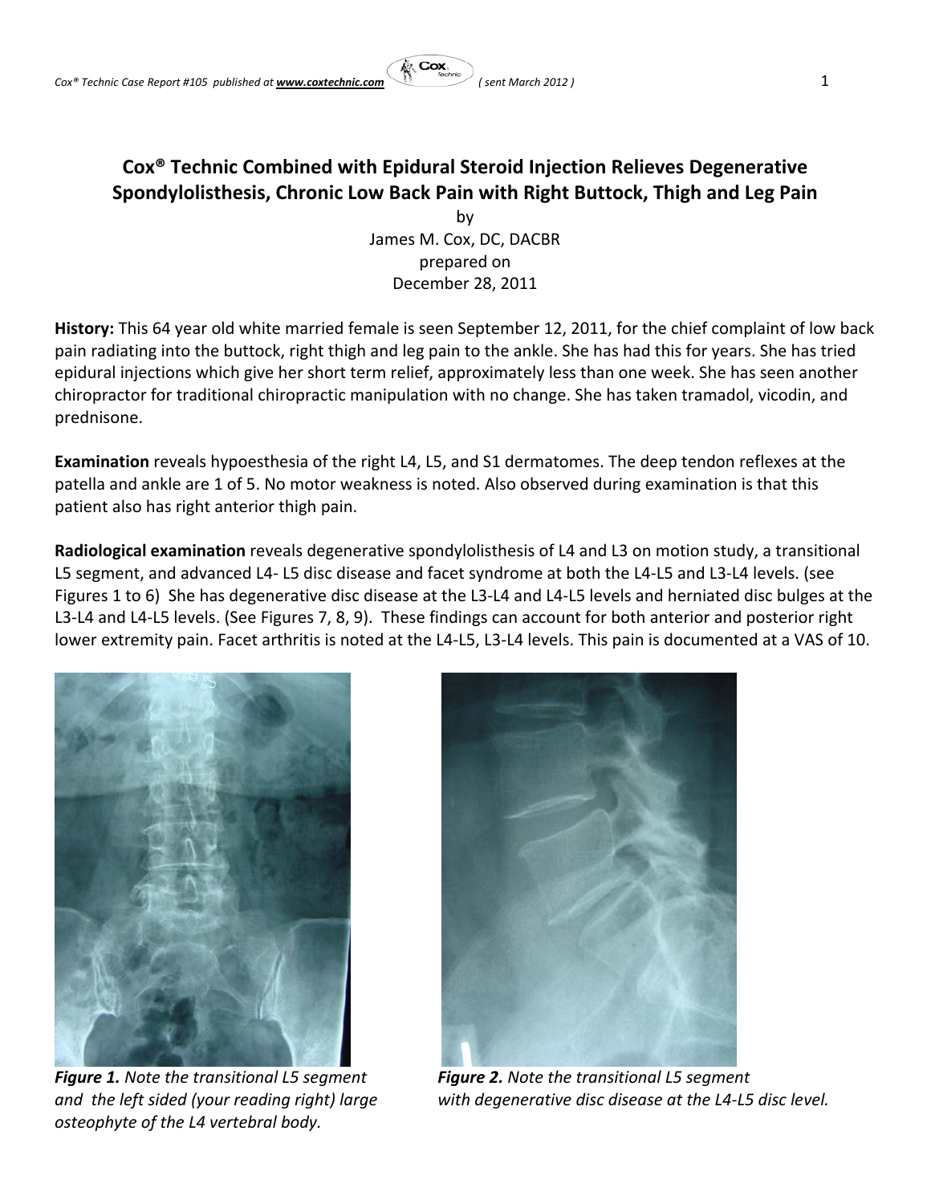# Cox® Technic Combined with Epidural Steroid Injection Relieves Degenerative Spondylolisthesis, Chronic Low Back Pain with Right Buttock, Thigh and Leg Pain

by
James M. Cox, DC, DACBR
prepared on
December 28, 2011

**History:** This 64 year old white married female is seen September 12, 2011, for the chief complaint of low back pain radiating into the buttock, right thigh and leg pain to the ankle. She has had this for years. She has tried epidural injections which give her short term relief, approximately less than one week. She has seen another chiropractor for traditional chiropractic manipulation with no change. She has taken tramadol, vicodin, and prednisone.

**Examination** reveals hypoesthesia of the right L4, L5, and S1 dermatomes. The deep tendon reflexes at the patella and ankle are 1 of 5. No motor weakness is noted. Also observed during examination is that this patient also has right anterior thigh pain.

**Radiological examination** reveals degenerative spondylolisthesis of L4 and L3 on motion study, a transitional L5 segment, and advanced L4- L5 disc disease and facet syndrome at both the L4-L5 and L3-L4 levels. (see Figures 1 to 6) She has degenerative disc disease at the L3-L4 and L4-L5 levels and herniated disc bulges at the L3-L4 and L4-L5 levels. (See Figures 7, 8, 9). These findings can account for both anterior and posterior right lower extremity pain. Facet arthritis is noted at the L4-L5, L3-L4 levels. This pain is documented at a VAS of 10.

***Figure 1.*** *Note the transitional L5 segment and the left sided (your reading right) large osteophyte of the L4 vertebral body.*

***Figure 2.*** *Note the transitional L5 segment with degenerative disc disease at the L4-L5 disc level.*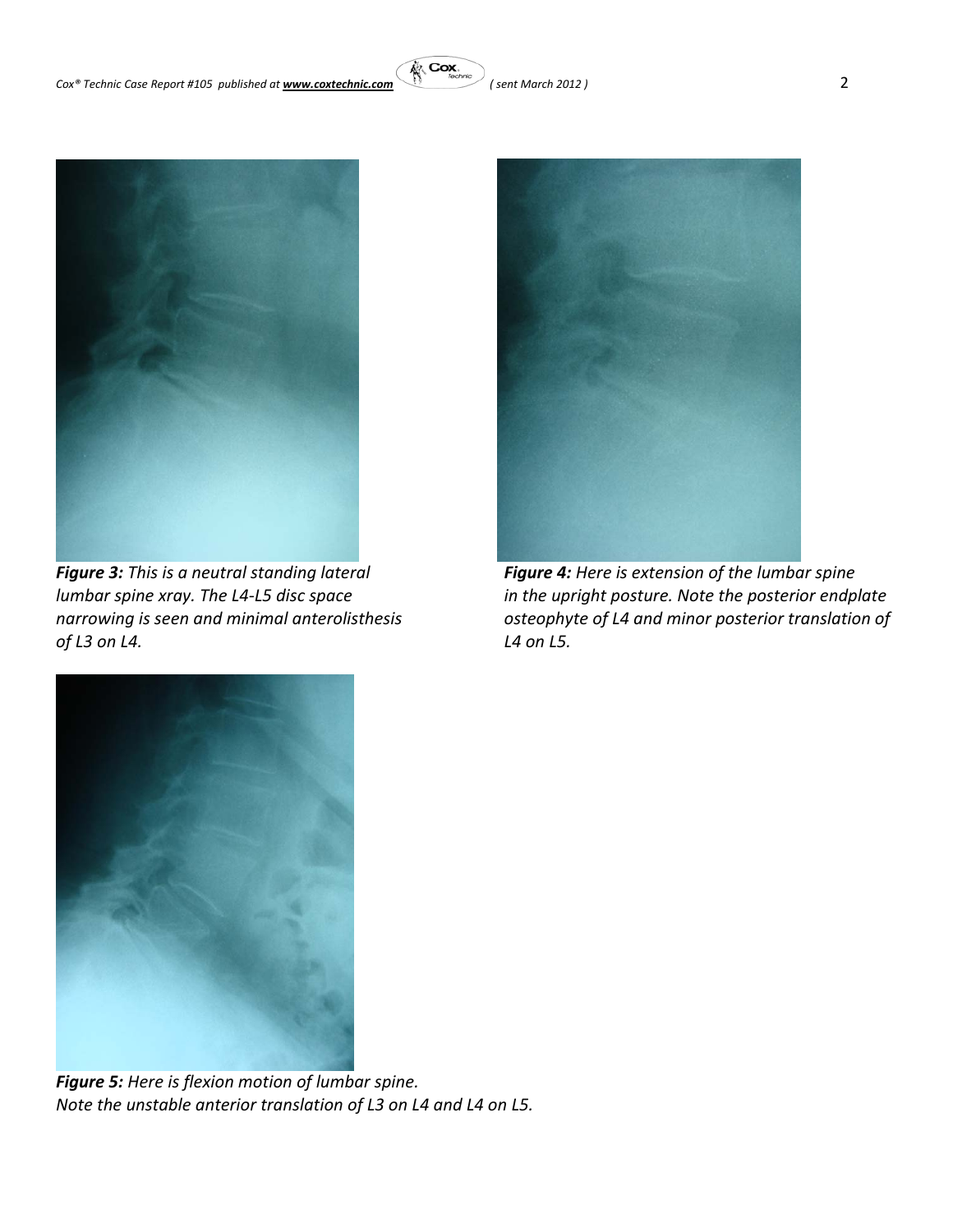***Figure 3:*** *This is a neutral standing lateral lumbar spine xray. The L4-L5 disc space narrowing is seen and minimal anterolisthesis of L3 on L4.*

***Figure 4:*** *Here is extension of the lumbar spine in the upright posture. Note the posterior endplate osteophyte of L4 and minor posterior translation of L4 on L5.*

***Figure 5:*** *Here is flexion motion of lumbar spine. Note the unstable anterior translation of L3 on L4 and L4 on L5.*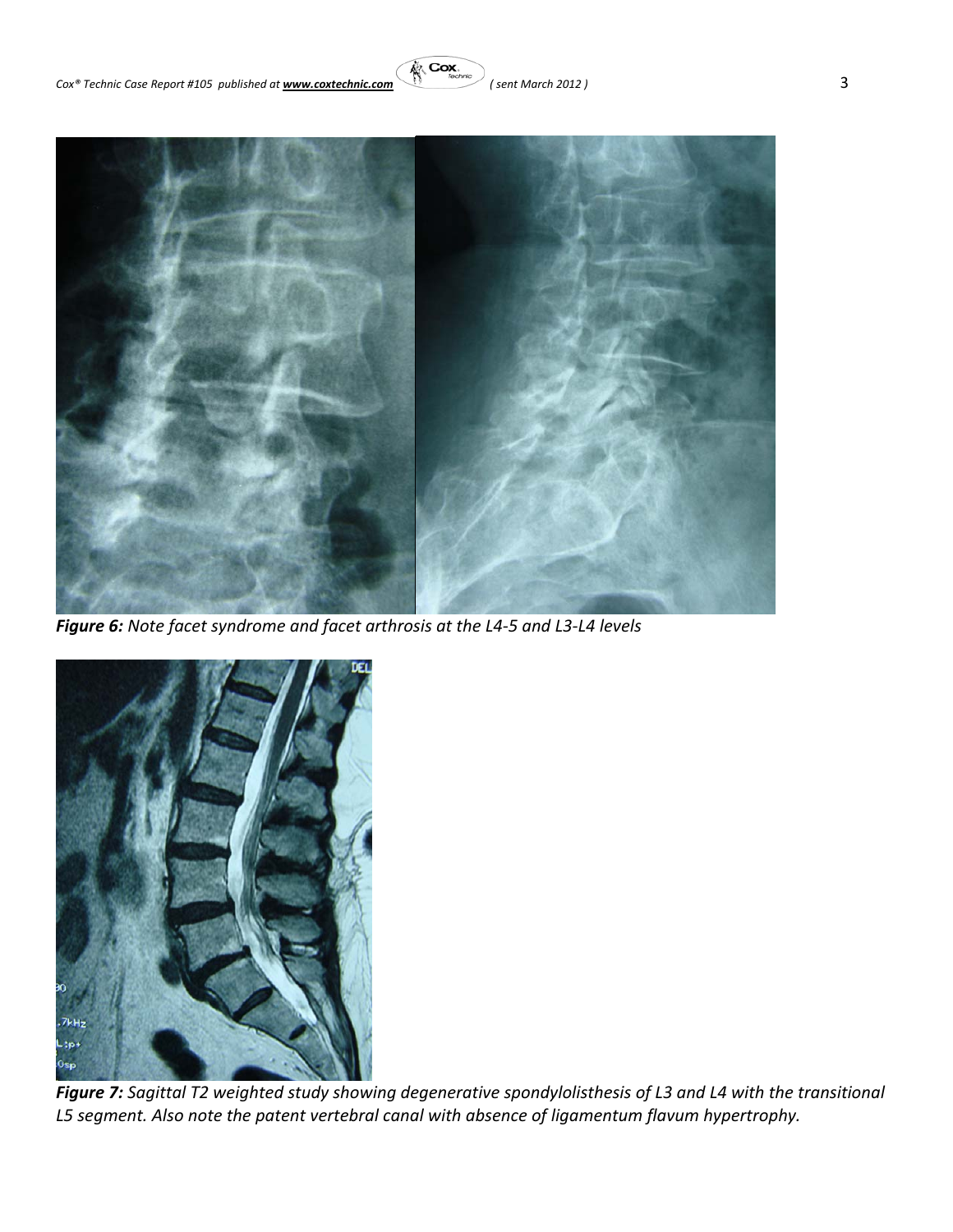***Figure 6:*** *Note facet syndrome and facet arthrosis at the L4-5 and L3-L4 levels*

***Figure 7:*** *Sagittal T2 weighted study showing degenerative spondylolisthesis of L3 and L4 with the transitional L5 segment. Also note the patent vertebral canal with absence of ligamentum flavum hypertrophy.*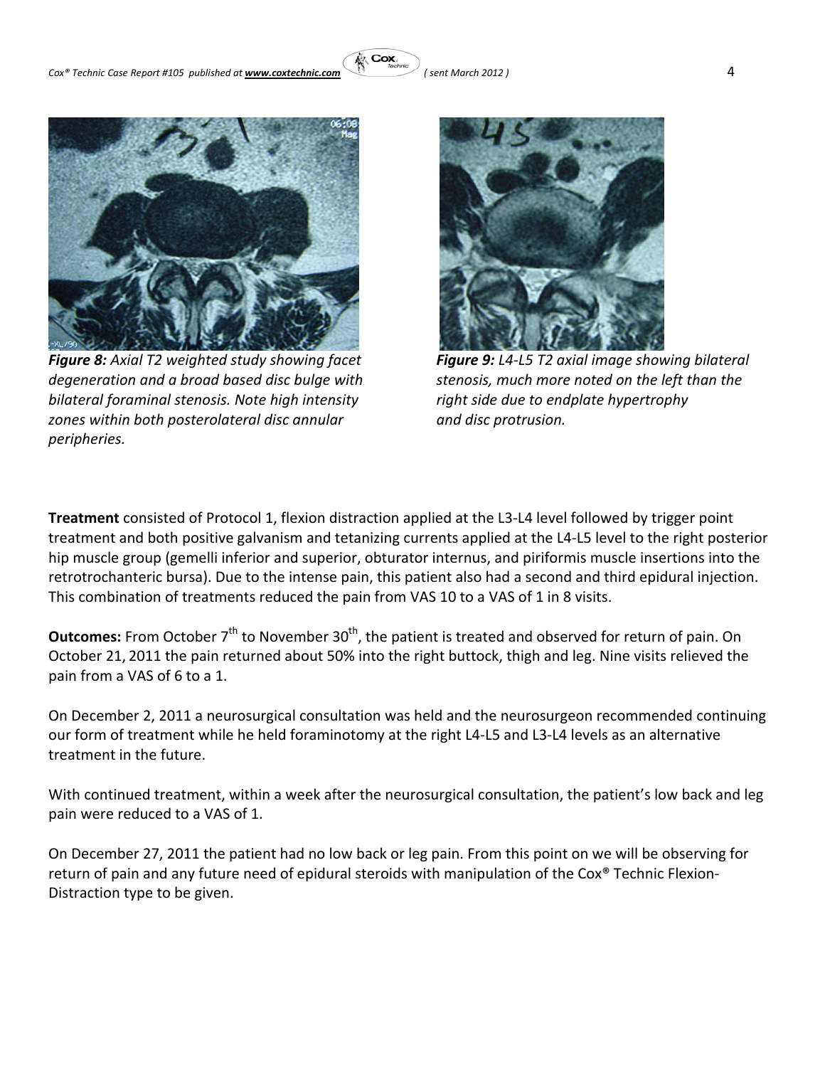***Figure 8:*** *Axial T2 weighted study showing facet degeneration and a broad based disc bulge with bilateral foraminal stenosis. Note high intensity zones within both posterolateral disc annular peripheries.*

***Figure 9:*** *L4-L5 T2 axial image showing bilateral stenosis, much more noted on the left than the right side due to endplate hypertrophy and disc protrusion.*

**Treatment** consisted of Protocol 1, flexion distraction applied at the L3-L4 level followed by trigger point treatment and both positive galvanism and tetanizing currents applied at the L4-L5 level to the right posterior hip muscle group (gemelli inferior and superior, obturator internus, and piriformis muscle insertions into the retrotrochanteric bursa). Due to the intense pain, this patient also had a second and third epidural injection. This combination of treatments reduced the pain from VAS 10 to a VAS of 1 in 8 visits.

**Outcomes:** From October 7th to November 30th, the patient is treated and observed for return of pain. On October 21, 2011 the pain returned about 50% into the right buttock, thigh and leg. Nine visits relieved the pain from a VAS of 6 to a 1.

On December 2, 2011 a neurosurgical consultation was held and the neurosurgeon recommended continuing our form of treatment while he held foraminotomy at the right L4-L5 and L3-L4 levels as an alternative treatment in the future.

With continued treatment, within a week after the neurosurgical consultation, the patient's low back and leg pain were reduced to a VAS of 1.

On December 27, 2011 the patient had no low back or leg pain. From this point on we will be observing for return of pain and any future need of epidural steroids with manipulation of the Cox® Technic Flexion-Distraction type to be given.